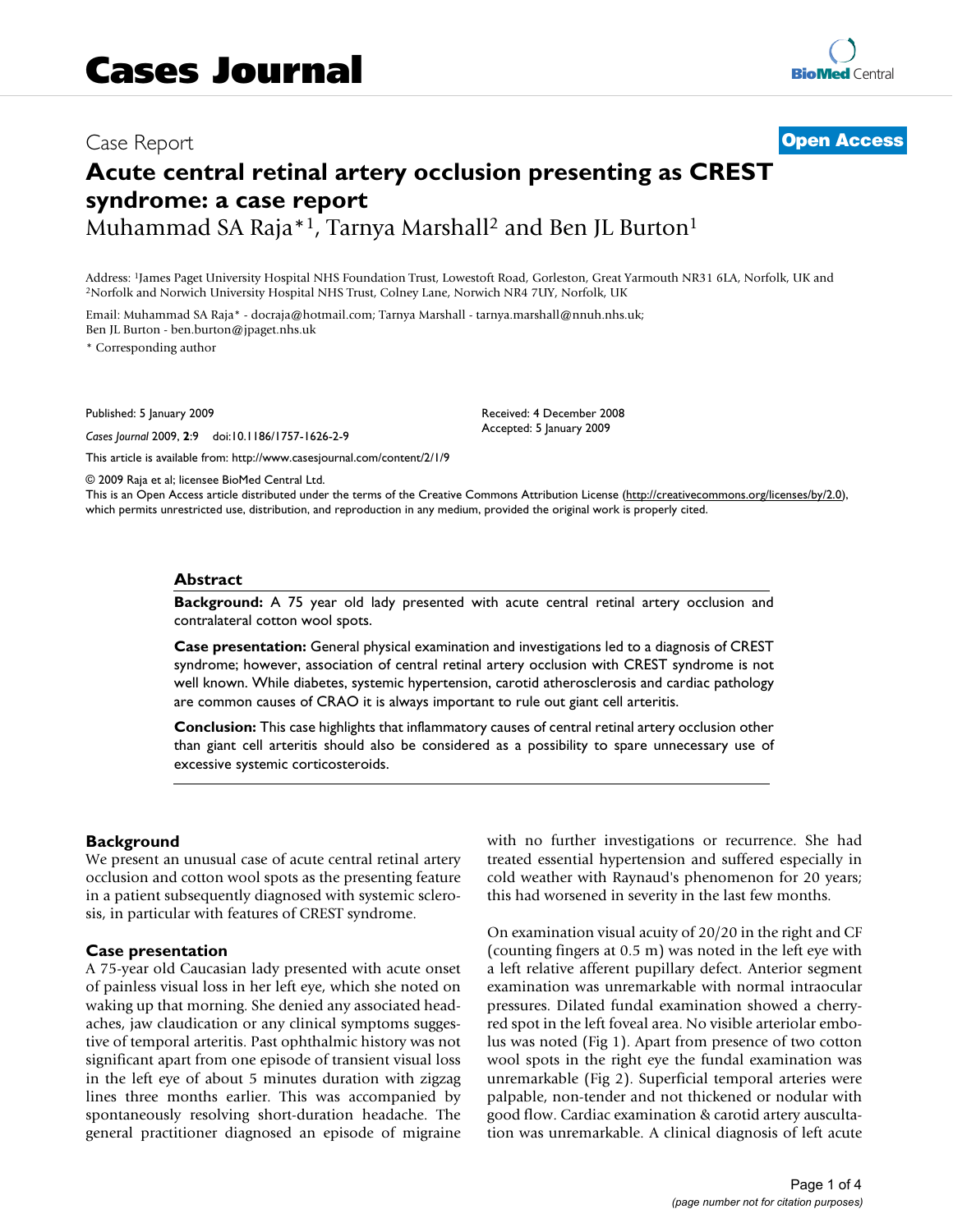Cases Journal

Case Report

**Open Access**

# Acute central retinal artery occlusion presenting as CREST syndrome: a case report

Muhammad SA Raja*[1], Tarnya Marshall[2] and Ben JL Burton[1]

Address: [1]James Paget University Hospital NHS Foundation Trust, Lowestoft Road, Gorleston, Great Yarmouth NR31 6LA, Norfolk, UK and [2]Norfolk and Norwich University Hospital NHS Trust, Colney Lane, Norwich NR4 7UY, Norfolk, UK

Email: Muhammad SA Raja* - docraja@hotmail.com; Tarnya Marshall - tarnya.marshall@nnuh.nhs.uk; Ben JL Burton - ben.burton@jpaget.nhs.uk

\* Corresponding author

Published: 5 January 2009

*Cases Journal* 2009, **2**:9 doi:10.1186/1757-1626-2-9

Received: 4 December 2008
Accepted: 5 January 2009

This article is available from: http://www.casesjournal.com/content/2/1/9

© 2009 Raja et al; licensee BioMed Central Ltd.
This is an Open Access article distributed under the terms of the Creative Commons Attribution License (http://creativecommons.org/licenses/by/2.0), which permits unrestricted use, distribution, and reproduction in any medium, provided the original work is properly cited.

## Abstract

**Background:** A 75 year old lady presented with acute central retinal artery occlusion and contralateral cotton wool spots.

**Case presentation:** General physical examination and investigations led to a diagnosis of CREST syndrome; however, association of central retinal artery occlusion with CREST syndrome is not well known. While diabetes, systemic hypertension, carotid atherosclerosis and cardiac pathology are common causes of CRAO it is always important to rule out giant cell arteritis.

**Conclusion:** This case highlights that inflammatory causes of central retinal artery occlusion other than giant cell arteritis should also be considered as a possibility to spare unnecessary use of excessive systemic corticosteroids.

## Background

We present an unusual case of acute central retinal artery occlusion and cotton wool spots as the presenting feature in a patient subsequently diagnosed with systemic sclerosis, in particular with features of CREST syndrome.

## Case presentation

A 75-year old Caucasian lady presented with acute onset of painless visual loss in her left eye, which she noted on waking up that morning. She denied any associated headaches, jaw claudication or any clinical symptoms suggestive of temporal arteritis. Past ophthalmic history was not significant apart from one episode of transient visual loss in the left eye of about 5 minutes duration with zigzag lines three months earlier. This was accompanied by spontaneously resolving short-duration headache. The general practitioner diagnosed an episode of migraine with no further investigations or recurrence. She had treated essential hypertension and suffered especially in cold weather with Raynaud's phenomenon for 20 years; this had worsened in severity in the last few months.

On examination visual acuity of 20/20 in the right and CF (counting fingers at 0.5 m) was noted in the left eye with a left relative afferent pupillary defect. Anterior segment examination was unremarkable with normal intraocular pressures. Dilated fundal examination showed a cherry-red spot in the left foveal area. No visible arteriolar embolus was noted (Fig 1). Apart from presence of two cotton wool spots in the right eye the fundal examination was unremarkable (Fig 2). Superficial temporal arteries were palpable, non-tender and not thickened or nodular with good flow. Cardiac examination & carotid artery auscultation was unremarkable. A clinical diagnosis of left acute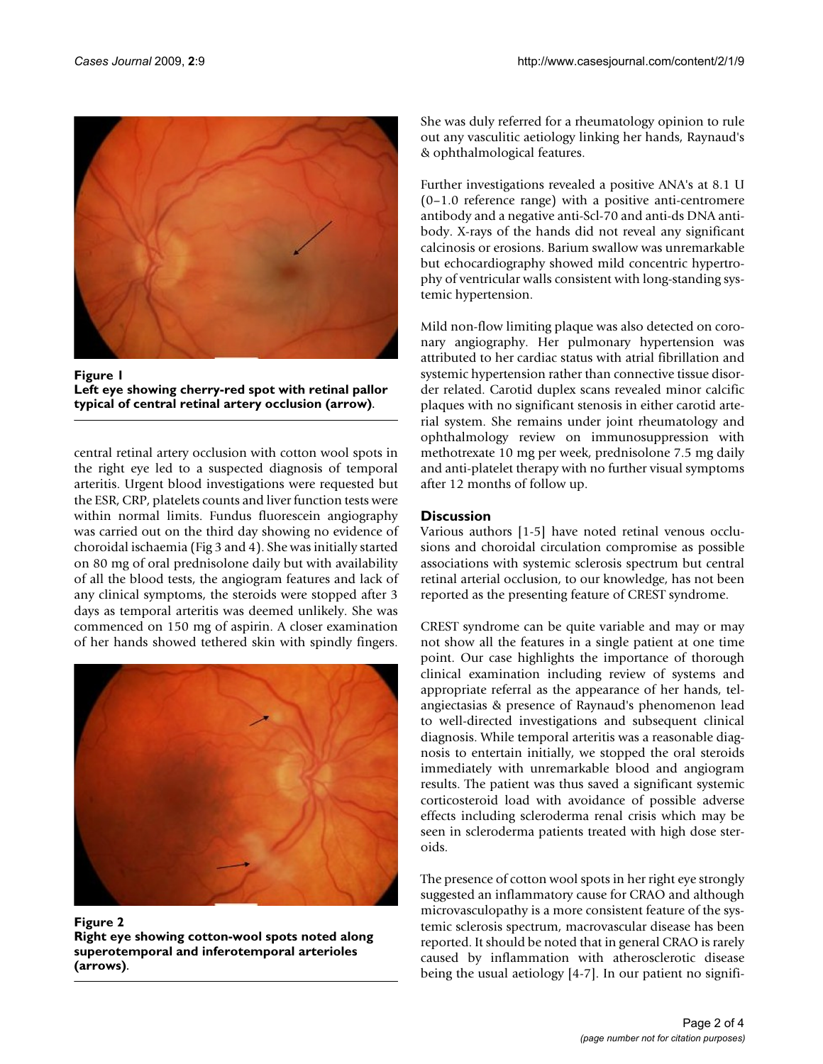Figure 1
**Left eye showing cherry-red spot with retinal pallor typical of central retinal artery occlusion (arrow).**

central retinal artery occlusion with cotton wool spots in the right eye led to a suspected diagnosis of temporal arteritis. Urgent blood investigations were requested but the ESR, CRP, platelets counts and liver function tests were within normal limits. Fundus fluorescein angiography was carried out on the third day showing no evidence of choroidal ischaemia (Fig 3 and 4). She was initially started on 80 mg of oral prednisolone daily but with availability of all the blood tests, the angiogram features and lack of any clinical symptoms, the steroids were stopped after 3 days as temporal arteritis was deemed unlikely. She was commenced on 150 mg of aspirin. A closer examination of her hands showed tethered skin with spindly fingers.

Figure 2
**Right eye showing cotton-wool spots noted along superotemporal and inferotemporal arterioles (arrows).**

She was duly referred for a rheumatology opinion to rule out any vasculitic aetiology linking her hands, Raynaud's & ophthalmological features.

Further investigations revealed a positive ANA's at 8.1 U (0–1.0 reference range) with a positive anti-centromere antibody and a negative anti-Scl-70 and anti-ds DNA antibody. X-rays of the hands did not reveal any significant calcinosis or erosions. Barium swallow was unremarkable but echocardiography showed mild concentric hypertrophy of ventricular walls consistent with long-standing systemic hypertension.

Mild non-flow limiting plaque was also detected on coronary angiography. Her pulmonary hypertension was attributed to her cardiac status with atrial fibrillation and systemic hypertension rather than connective tissue disorder related. Carotid duplex scans revealed minor calcific plaques with no significant stenosis in either carotid arterial system. She remains under joint rheumatology and ophthalmology review on immunosuppression with methotrexate 10 mg per week, prednisolone 7.5 mg daily and anti-platelet therapy with no further visual symptoms after 12 months of follow up.

## Discussion

Various authors [1-5] have noted retinal venous occlusions and choroidal circulation compromise as possible associations with systemic sclerosis spectrum but central retinal arterial occlusion, to our knowledge, has not been reported as the presenting feature of CREST syndrome.

CREST syndrome can be quite variable and may or may not show all the features in a single patient at one time point. Our case highlights the importance of thorough clinical examination including review of systems and appropriate referral as the appearance of her hands, telangiectasias & presence of Raynaud's phenomenon lead to well-directed investigations and subsequent clinical diagnosis. While temporal arteritis was a reasonable diagnosis to entertain initially, we stopped the oral steroids immediately with unremarkable blood and angiogram results. The patient was thus saved a significant systemic corticosteroid load with avoidance of possible adverse effects including scleroderma renal crisis which may be seen in scleroderma patients treated with high dose steroids.

The presence of cotton wool spots in her right eye strongly suggested an inflammatory cause for CRAO and although microvasculopathy is a more consistent feature of the systemic sclerosis spectrum, macrovascular disease has been reported. It should be noted that in general CRAO is rarely caused by inflammation with atherosclerotic disease being the usual aetiology [4-7]. In our patient no signifi-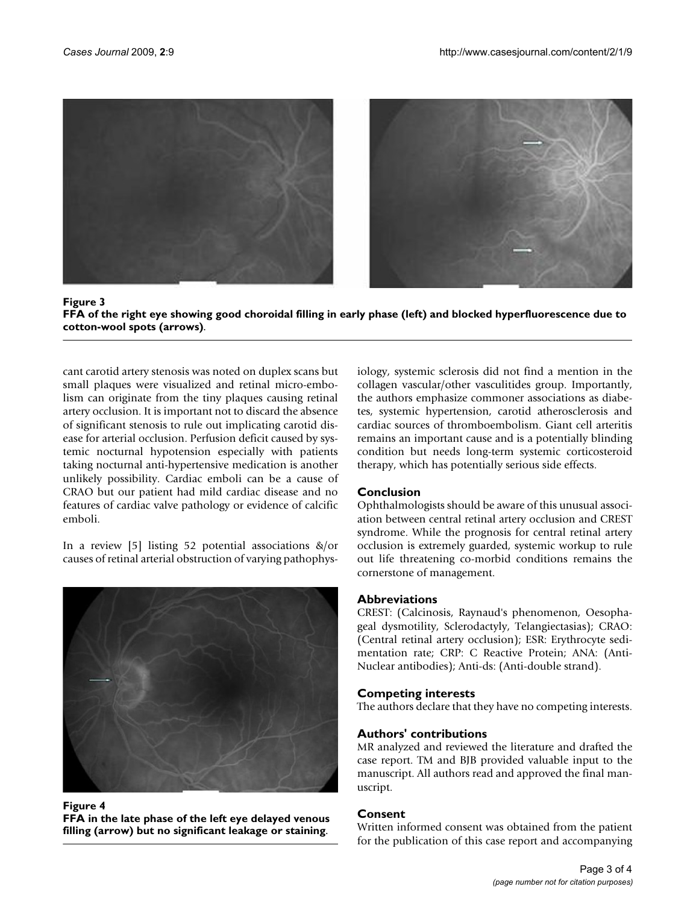**Figure 3**
**FFA of the right eye showing good choroidal filling in early phase (left) and blocked hyperfluorescence due to cotton-wool spots (arrows)**.

cant carotid artery stenosis was noted on duplex scans but small plaques were visualized and retinal micro-embolism can originate from the tiny plaques causing retinal artery occlusion. It is important not to discard the absence of significant stenosis to rule out implicating carotid disease for arterial occlusion. Perfusion deficit caused by systemic nocturnal hypotension especially with patients taking nocturnal anti-hypertensive medication is another unlikely possibility. Cardiac emboli can be a cause of CRAO but our patient had mild cardiac disease and no features of cardiac valve pathology or evidence of calcific emboli.

In a review [5] listing 52 potential associations &/or causes of retinal arterial obstruction of varying pathophysiology, systemic sclerosis did not find a mention in the collagen vascular/other vasculitides group. Importantly, the authors emphasize commoner associations as diabetes, systemic hypertension, carotid atherosclerosis and cardiac sources of thromboembolism. Giant cell arteritis remains an important cause and is a potentially blinding condition but needs long-term systemic corticosteroid therapy, which has potentially serious side effects.

**Figure 4**
**FFA in the late phase of the left eye delayed venous filling (arrow) but no significant leakage or staining**.

## Conclusion

Ophthalmologists should be aware of this unusual association between central retinal artery occlusion and CREST syndrome. While the prognosis for central retinal artery occlusion is extremely guarded, systemic workup to rule out life threatening co-morbid conditions remains the cornerstone of management.

## Abbreviations

CREST: (Calcinosis, Raynaud's phenomenon, Oesophageal dysmotility, Sclerodactyly, Telangiectasias); CRAO: (Central retinal artery occlusion); ESR: Erythrocyte sedimentation rate; CRP: C Reactive Protein; ANA: (Anti-Nuclear antibodies); Anti-ds: (Anti-double strand).

## Competing interests

The authors declare that they have no competing interests.

## Authors' contributions

MR analyzed and reviewed the literature and drafted the case report. TM and BJB provided valuable input to the manuscript. All authors read and approved the final manuscript.

## Consent

Written informed consent was obtained from the patient for the publication of this case report and accompanying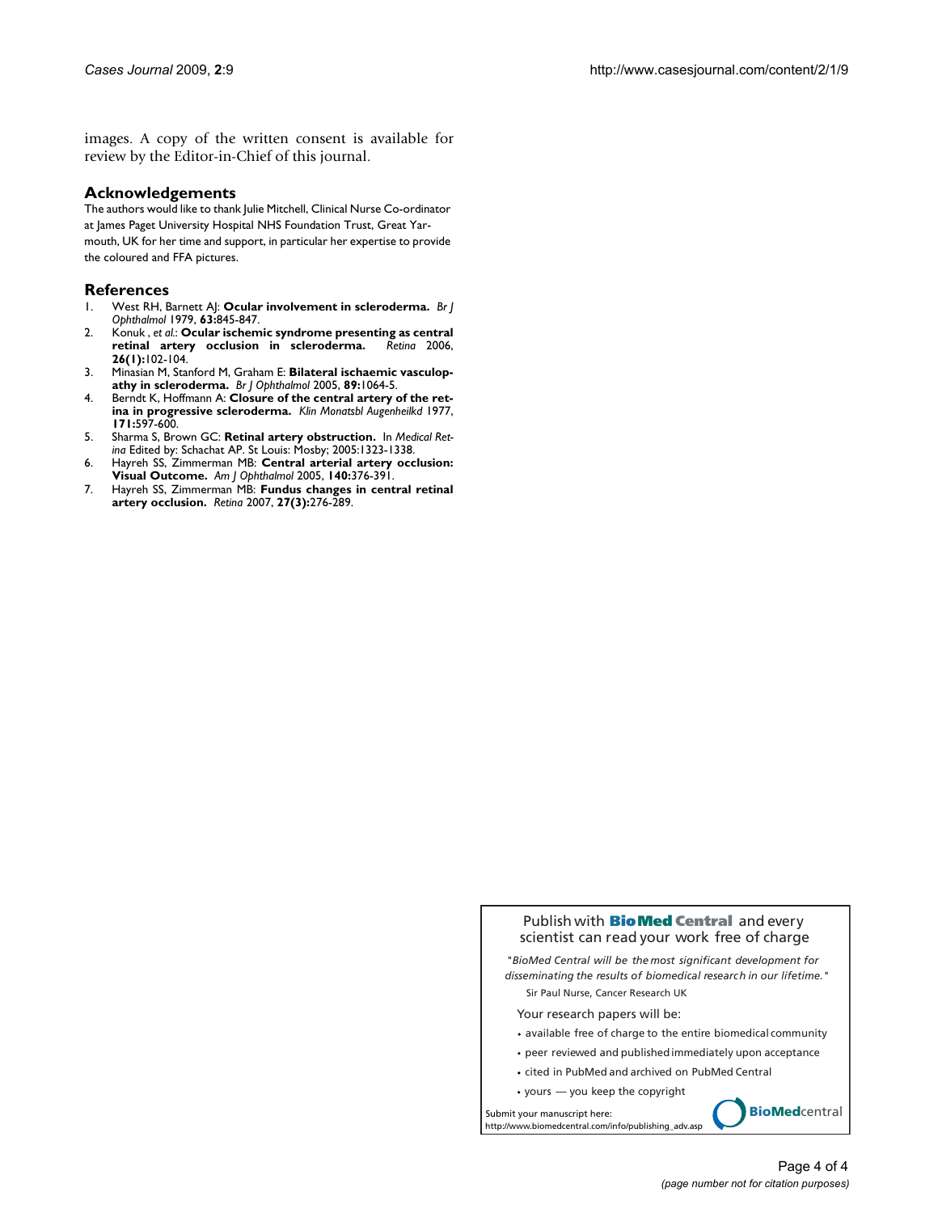images. A copy of the written consent is available for review by the Editor-in-Chief of this journal.

## Acknowledgements

The authors would like to thank Julie Mitchell, Clinical Nurse Co-ordinator at James Paget University Hospital NHS Foundation Trust, Great Yarmouth, UK for her time and support, in particular her expertise to provide the coloured and FFA pictures.

## References

1. West RH, Barnett AJ: **Ocular involvement in scleroderma.** *Br J Ophthalmol* 1979, **63:**845-847.
2. Konuk , *et al.*: **Ocular ischemic syndrome presenting as central retinal artery occlusion in scleroderma.** *Retina* 2006, **26(1):**102-104.
3. Minasian M, Stanford M, Graham E: **Bilateral ischaemic vasculopathy in scleroderma.** *Br J Ophthalmol* 2005, **89:**1064-5.
4. Berndt K, Hoffmann A: **Closure of the central artery of the retina in progressive scleroderma.** *Klin Monatsbl Augenheilkd* 1977, **171:**597-600.
5. Sharma S, Brown GC: **Retinal artery obstruction.** In *Medical Retina* Edited by: Schachat AP. St Louis: Mosby; 2005:1323-1338.
6. Hayreh SS, Zimmerman MB: **Central arterial artery occlusion: Visual Outcome.** *Am J Ophthalmol* 2005, **140:**376-391.
7. Hayreh SS, Zimmerman MB: **Fundus changes in central retinal artery occlusion.** *Retina* 2007, **27(3):**276-289.

Publish with **BioMed Central** and every scientist can read your work free of charge

*"BioMed Central will be the most significant development for disseminating the results of biomedical research in our lifetime."*

Sir Paul Nurse, Cancer Research UK

Your research papers will be:

- available free of charge to the entire biomedical community
- peer reviewed and published immediately upon acceptance
- cited in PubMed and archived on PubMed Central
- yours — you keep the copyright

Submit your manuscript here:
http://www.biomedcentral.com/info/publishing_adv.asp

BioMedcentral